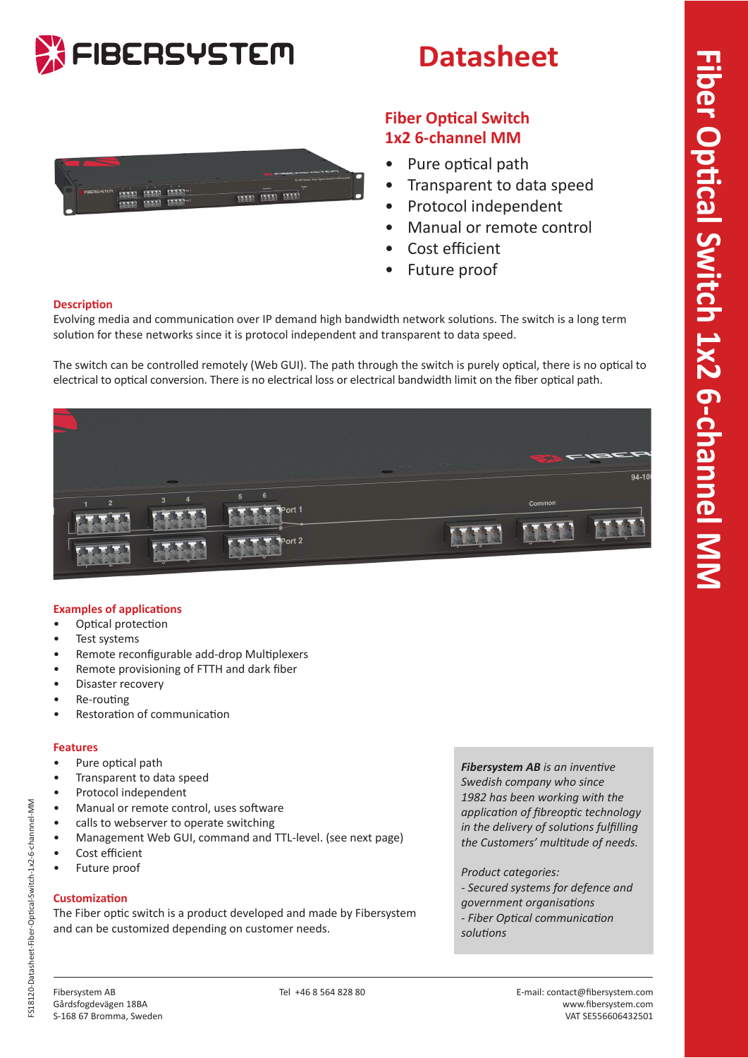# Datasheet

## Fiber Optical Switch 1x2 6-channel MM

- Pure optical path
- Transparent to data speed
- Protocol independent
- Manual or remote control
- Cost efficient
- Future proof

### Description

Evolving media and communication over IP demand high bandwidth network solutions. The switch is a long term solution for these networks since it is protocol independent and transparent to data speed.

The switch can be controlled remotely (Web GUI). The path through the switch is purely optical, there is no optical to electrical to optical conversion. There is no electrical loss or electrical bandwidth limit on the fiber optical path.

### Examples of applications

- Optical protection
- Test systems
- Remote reconfigurable add-drop Multiplexers
- Remote provisioning of FTTH and dark fiber
- Disaster recovery
- Re-routing
- Restoration of communication

### Features

- Pure optical path
- Transparent to data speed
- Protocol independent
- Manual or remote control, uses software
- calls to webserver to operate switching
- Management Web GUI, command and TTL-level. (see next page)
- Cost efficient
- Future proof

### Customization

The Fiber optic switch is a product developed and made by Fibersystem and can be customized depending on customer needs.

***Fibersystem AB** is an inventive Swedish company who since 1982 has been working with the application of fibreoptic technology in the delivery of solutions fulfilling the Customers' multitude of needs.*

*Product categories:*
*- Secured systems for defence and government organisations*
*- Fiber Optical communication solutions*

Fibersystem AB
Gårdsfogdevägen 18BA
S-168 67 Bromma, Sweden

Tel +46 8 564 828 80

E-mail: contact@fibersystem.com
www.fibersystem.com
VAT SE556606432501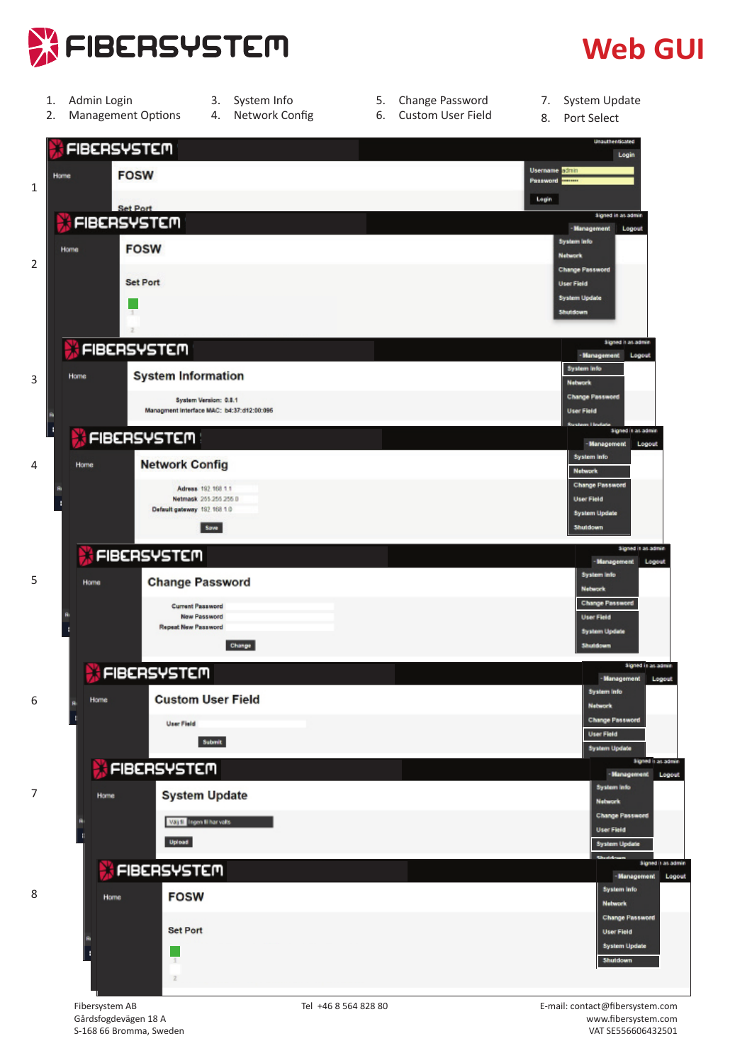# FIBERSYSTEM

## Web GUI

1. Admin Login
2. Management Options
3. System Info
4. Network Config
5. Change Password
6. Custom User Field
7. System Update
8. Port Select

**1**

Unauthenticated

Login

Home

FOSW

Username admin
Password ········

Login

Set Port

**2**

Signed in as admin

Management Logout

Home

FOSW

System Info
Network
Change Password
User Field
System Update
Shutdown

Set Port

1
2

**3**

Signed in as admin

Management Logout

Home

System Information

System Info
Network
Change Password
User Field
System Update

System Version: 0.8.1
Managment interface MAC: b4:37:d12:00:096

**4**

Signed in as admin

Management Logout

Home

Network Config

System Info
Network
Change Password
User Field
System Update
Shutdown

Adress 192.168.1.1
Netmask 255.255.255.0
Default gateway 192.168.1.0

Save

**5**

Signed in as admin

Management Logout

Home

Change Password

System Info
Network
Change Password
User Field
System Update
Shutdown

Current Password
New Password
Repeat New Password

Change

**6**

Signed in as admin

Management Logout

Home

Custom User Field

System Info
Network
Change Password
User Field
System Update

User Field

Submit

**7**

Signed in as admin

Management Logout

Home

System Update

System Info
Network
Change Password
User Field
System Update

Välj fil Ingen fil har valts

Upload

**8**

Signed in as admin

Management Logout

Home

FOSW

System Info
Network
Change Password
User Field
System Update
Shutdown

Set Port

1
2

Fibersystem AB
Gårdsfogdevägen 18 A
S-168 66 Bromma, Sweden

Tel +46 8 564 828 80

E-mail: contact@fibersystem.com
www.fibersystem.com
VAT SE556606432501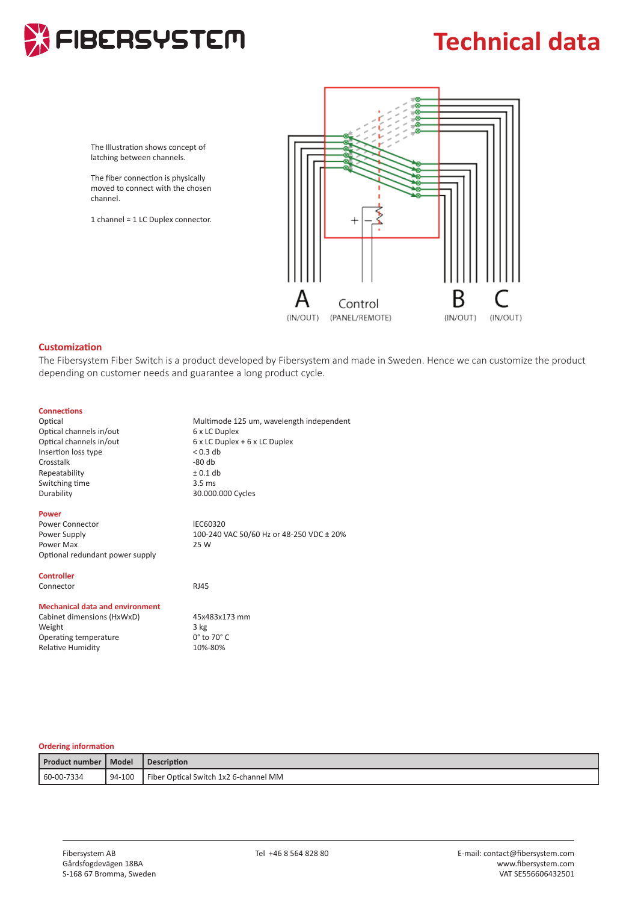# Technical data

The Illustration shows concept of latching between channels.

The fiber connection is physically moved to connect with the chosen channel.

1 channel = 1 LC Duplex connector.

A
(IN/OUT)

Control
(PANEL/REMOTE)

B
(IN/OUT)

C
(IN/OUT)

## Customization

The Fibersystem Fiber Switch is a product developed by Fibersystem and made in Sweden. Hence we can customize the product depending on customer needs and guarantee a long product cycle.

### Connections

| | |
|---|---|
| Optical | Multimode 125 um, wavelength independent |
| Optical channels in/out | 6 x LC Duplex |
| Optical channels in/out | 6 x LC Duplex + 6 x LC Duplex |
| Insertion loss type | < 0.3 db |
| Crosstalk | -80 db |
| Repeatability | ± 0.1 db |
| Switching time | 3.5 ms |
| Durability | 30.000.000 Cycles |

### Power

| | |
|---|---|
| Power Connector | IEC60320 |
| Power Supply | 100-240 VAC 50/60 Hz or 48-250 VDC ± 20% |
| Power Max | 25 W |
| Optional redundant power supply | |

### Controller

| | |
|---|---|
| Connector | RJ45 |

### Mechanical data and environment

| | |
|---|---|
| Cabinet dimensions (HxWxD) | 45x483x173 mm |
| Weight | 3 kg |
| Operating temperature | 0° to 70° C |
| Relative Humidity | 10%-80% |

### Ordering information

| Product number | Model | Description |
|---|---|---|
| 60-00-7334 | 94-100 | Fiber Optical Switch 1x2 6-channel MM |

Fibersystem AB
Gårdsfogdevägen 18BA
S-168 67 Bromma, Sweden

Tel +46 8 564 828 80

E-mail: contact@fibersystem.com
www.fibersystem.com
VAT SE556606432501